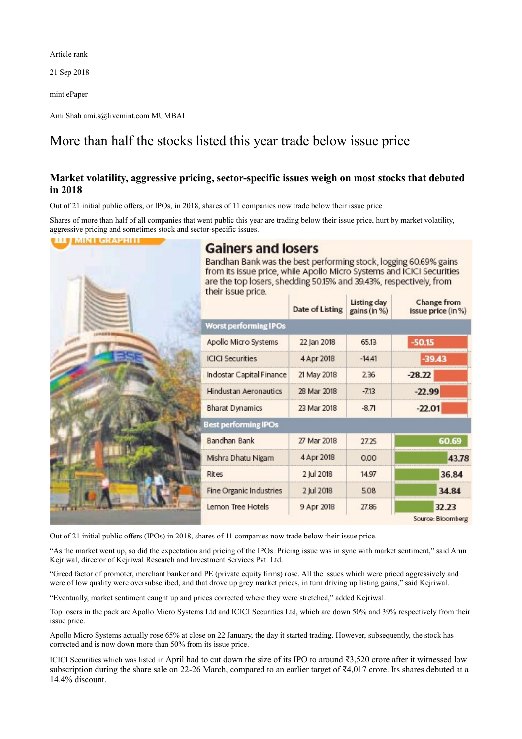Article rank

21 Sep 2018

mint ePaper

Ami Shah ami.s@livemint.com MUMBAI

# More than half the stocks listed this year trade below issue price

## Market volatility, aggressive pricing, sector-specific issues weigh on most stocks that debuted in 2018

Out of 21 initial public offers, or IPOs, in 2018, shares of 11 companies now trade below their issue price

Shares of more than half of all companies that went public this year are trading below their issue price, hurt by market volatility, aggressive pricing and sometimes stock and sector-specific issues.

MINT GRAPHITI

**Gainers and losers**

Bandhan Bank was the best performing stock, logging 60.69% gains from its issue price, while Apollo Micro Systems and ICICI Securities are the top losers, shedding 50.15% and 39.43%, respectively, from their issue price.

| | Date of Listing | Listing day gains (in %) | Change from issue price (in %) |
|---|---|---|---|
| **Worst performing IPOs** | | | |
| Apollo Micro Systems | 22 Jan 2018 | 65.13 | -50.15 |
| ICICI Securities | 4 Apr 2018 | -14.41 | -39.43 |
| Indostar Capital Finance | 21 May 2018 | 2.36 | -28.22 |
| Hindustan Aeronautics | 28 Mar 2018 | -7.13 | -22.99 |
| Bharat Dynamics | 23 Mar 2018 | -8.71 | -22.01 |
| **Best performing IPOs** | | | |
| Bandhan Bank | 27 Mar 2018 | 27.25 | 60.69 |
| Mishra Dhatu Nigam | 4 Apr 2018 | 0.00 | 43.78 |
| Rites | 2 Jul 2018 | 14.97 | 36.84 |
| Fine Organic Industries | 2 Jul 2018 | 5.08 | 34.84 |
| Lemon Tree Hotels | 9 Apr 2018 | 27.86 | 32.23 |

Source: Bloomberg

Out of 21 initial public offers (IPOs) in 2018, shares of 11 companies now trade below their issue price.

"As the market went up, so did the expectation and pricing of the IPOs. Pricing issue was in sync with market sentiment," said Arun Kejriwal, director of Kejriwal Research and Investment Services Pvt. Ltd.

"Greed factor of promoter, merchant banker and PE (private equity firms) rose. All the issues which were priced aggressively and were of low quality were oversubscribed, and that drove up grey market prices, in turn driving up listing gains," said Kejriwal.

"Eventually, market sentiment caught up and prices corrected where they were stretched," added Kejriwal.

Top losers in the pack are Apollo Micro Systems Ltd and ICICI Securities Ltd, which are down 50% and 39% respectively from their issue price.

Apollo Micro Systems actually rose 65% at close on 22 January, the day it started trading. However, subsequently, the stock has corrected and is now down more than 50% from its issue price.

ICICI Securities which was listed in April had to cut down the size of its IPO to around ₹3,520 crore after it witnessed low subscription during the share sale on 22-26 March, compared to an earlier target of ₹4,017 crore. Its shares debuted at a 14.4% discount.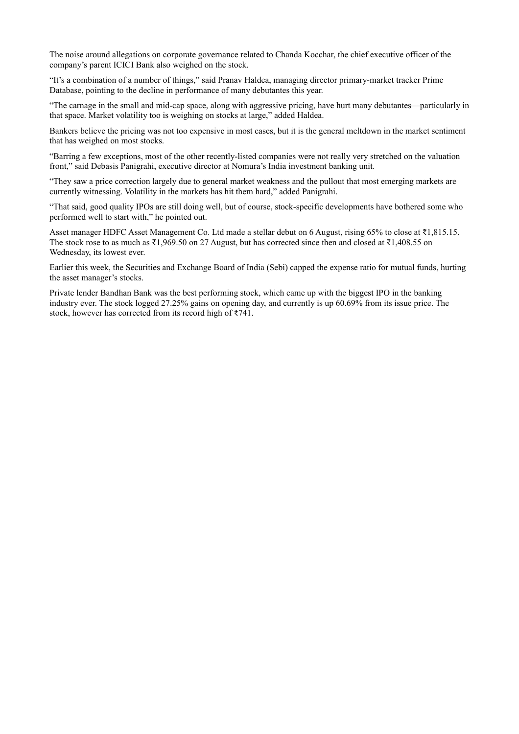The noise around allegations on corporate governance related to Chanda Kocchar, the chief executive officer of the company's parent ICICI Bank also weighed on the stock.

"It's a combination of a number of things," said Pranav Haldea, managing director primary-market tracker Prime Database, pointing to the decline in performance of many debutantes this year.

"The carnage in the small and mid-cap space, along with aggressive pricing, have hurt many debutantes—particularly in that space. Market volatility too is weighing on stocks at large," added Haldea.

Bankers believe the pricing was not too expensive in most cases, but it is the general meltdown in the market sentiment that has weighed on most stocks.

"Barring a few exceptions, most of the other recently-listed companies were not really very stretched on the valuation front," said Debasis Panigrahi, executive director at Nomura's India investment banking unit.

"They saw a price correction largely due to general market weakness and the pullout that most emerging markets are currently witnessing. Volatility in the markets has hit them hard," added Panigrahi.

"That said, good quality IPOs are still doing well, but of course, stock-specific developments have bothered some who performed well to start with," he pointed out.

Asset manager HDFC Asset Management Co. Ltd made a stellar debut on 6 August, rising 65% to close at ₹1,815.15. The stock rose to as much as ₹1,969.50 on 27 August, but has corrected since then and closed at ₹1,408.55 on Wednesday, its lowest ever.

Earlier this week, the Securities and Exchange Board of India (Sebi) capped the expense ratio for mutual funds, hurting the asset manager's stocks.

Private lender Bandhan Bank was the best performing stock, which came up with the biggest IPO in the banking industry ever. The stock logged 27.25% gains on opening day, and currently is up 60.69% from its issue price. The stock, however has corrected from its record high of ₹741.